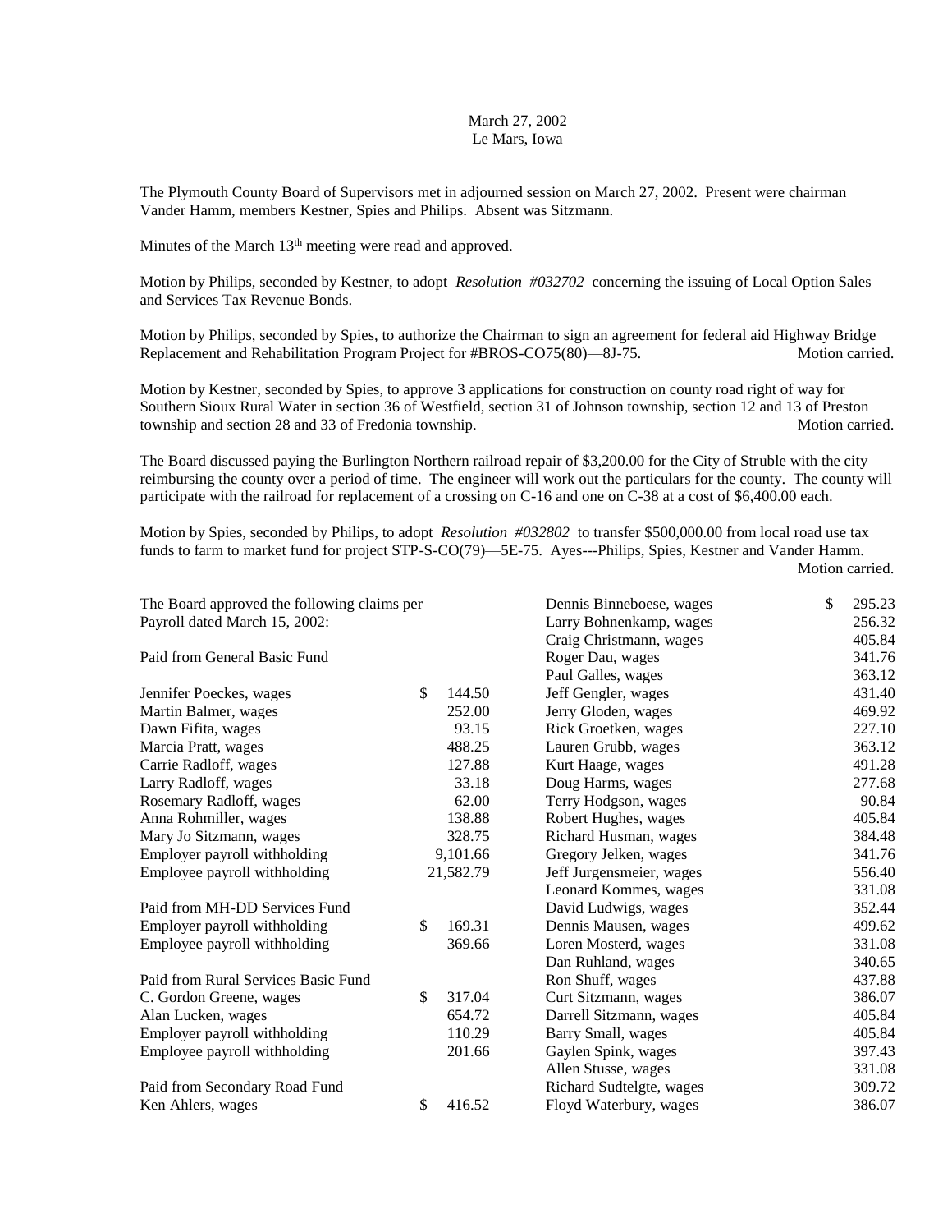March 27, 2002
Le Mars, Iowa

The Plymouth County Board of Supervisors met in adjourned session on March 27, 2002. Present were chairman Vander Hamm, members Kestner, Spies and Philips. Absent was Sitzmann.

Minutes of the March 13th meeting were read and approved.

Motion by Philips, seconded by Kestner, to adopt *Resolution #032702* concerning the issuing of Local Option Sales and Services Tax Revenue Bonds.

Motion by Philips, seconded by Spies, to authorize the Chairman to sign an agreement for federal aid Highway Bridge Replacement and Rehabilitation Program Project for #BROS-CO75(80)—8J-75. Motion carried.

Motion by Kestner, seconded by Spies, to approve 3 applications for construction on county road right of way for Southern Sioux Rural Water in section 36 of Westfield, section 31 of Johnson township, section 12 and 13 of Preston township and section 28 and 33 of Fredonia township. Motion carried.

The Board discussed paying the Burlington Northern railroad repair of $3,200.00 for the City of Struble with the city reimbursing the county over a period of time. The engineer will work out the particulars for the county. The county will participate with the railroad for replacement of a crossing on C-16 and one on C-38 at a cost of $6,400.00 each.

Motion by Spies, seconded by Philips, to adopt *Resolution #032802* to transfer $500,000.00 from local road use tax funds to farm to market fund for project STP-S-CO(79)—5E-75. Ayes---Philips, Spies, Kestner and Vander Hamm. Motion carried.

The Board approved the following claims per Payroll dated March 15, 2002:

Paid from General Basic Fund

| | |
|---|---|
| Jennifer Poeckes, wages | $ 144.50 |
| Martin Balmer, wages | 252.00 |
| Dawn Fifita, wages | 93.15 |
| Marcia Pratt, wages | 488.25 |
| Carrie Radloff, wages | 127.88 |
| Larry Radloff, wages | 33.18 |
| Rosemary Radloff, wages | 62.00 |
| Anna Rohmiller, wages | 138.88 |
| Mary Jo Sitzmann, wages | 328.75 |
| Employer payroll withholding | 9,101.66 |
| Employee payroll withholding | 21,582.79 |

Paid from MH-DD Services Fund

| | |
|---|---|
| Employer payroll withholding | $ 169.31 |
| Employee payroll withholding | 369.66 |

Paid from Rural Services Basic Fund

| | |
|---|---|
| C. Gordon Greene, wages | $ 317.04 |
| Alan Lucken, wages | 654.72 |
| Employer payroll withholding | 110.29 |
| Employee payroll withholding | 201.66 |

Paid from Secondary Road Fund

| | |
|---|---|
| Ken Ahlers, wages | $ 416.52 |
| Dennis Binneboese, wages | $ 295.23 |
| Larry Bohnenkamp, wages | 256.32 |
| Craig Christmann, wages | 405.84 |
| Roger Dau, wages | 341.76 |
| Paul Galles, wages | 363.12 |
| Jeff Gengler, wages | 431.40 |
| Jerry Gloden, wages | 469.92 |
| Rick Groetken, wages | 227.10 |
| Lauren Grubb, wages | 363.12 |
| Kurt Haage, wages | 491.28 |
| Doug Harms, wages | 277.68 |
| Terry Hodgson, wages | 90.84 |
| Robert Hughes, wages | 405.84 |
| Richard Husman, wages | 384.48 |
| Gregory Jelken, wages | 341.76 |
| Jeff Jurgensmeier, wages | 556.40 |
| Leonard Kommes, wages | 331.08 |
| David Ludwigs, wages | 352.44 |
| Dennis Mausen, wages | 499.62 |
| Loren Mosterd, wages | 331.08 |
| Dan Ruhland, wages | 340.65 |
| Ron Shuff, wages | 437.88 |
| Curt Sitzmann, wages | 386.07 |
| Darrell Sitzmann, wages | 405.84 |
| Barry Small, wages | 405.84 |
| Gaylen Spink, wages | 397.43 |
| Allen Stusse, wages | 331.08 |
| Richard Sudtelgte, wages | 309.72 |
| Floyd Waterbury, wages | 386.07 |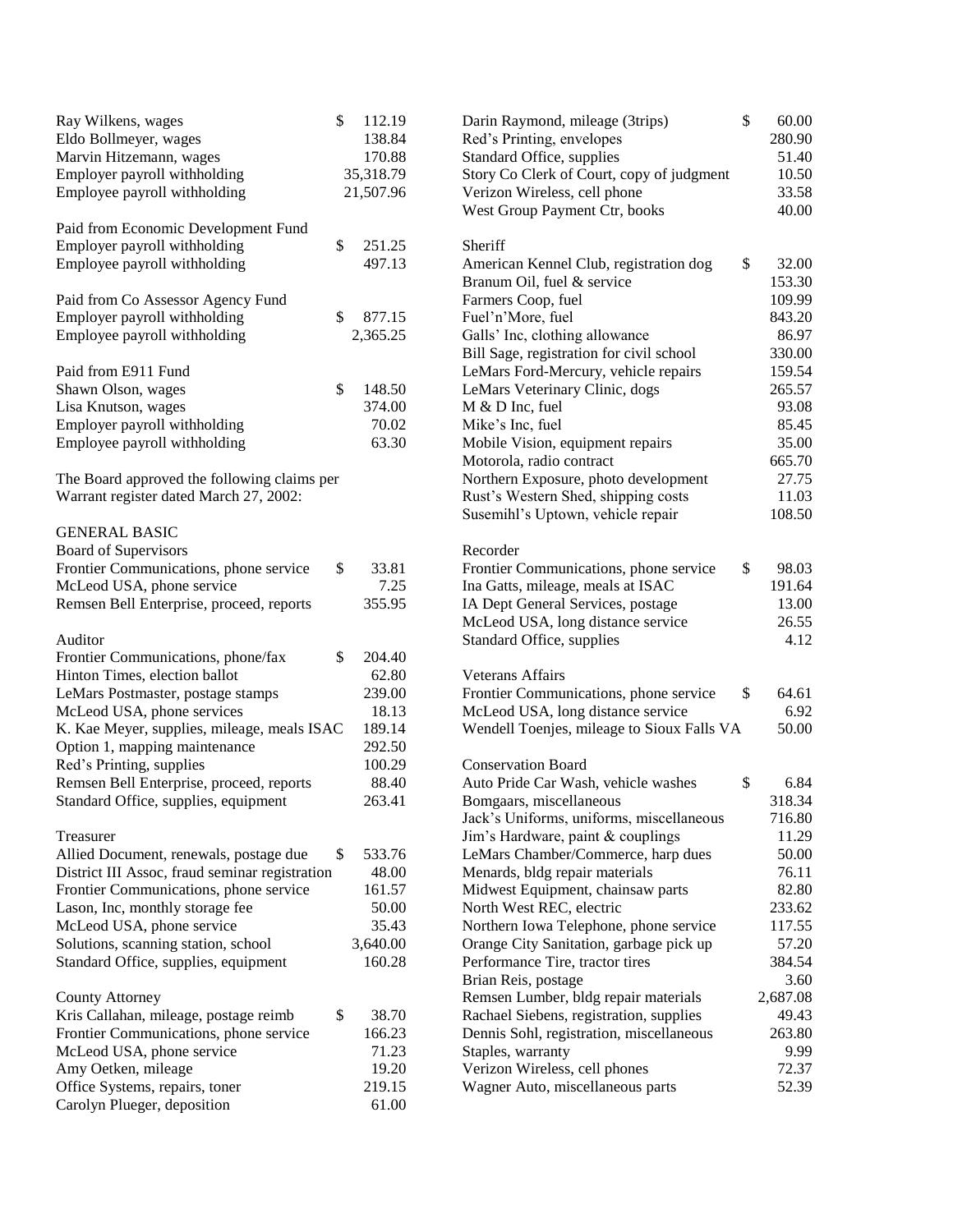| | | |
|---|---|---|
| Ray Wilkens, wages | $ | 112.19 |
| Eldo Bollmeyer, wages | | 138.84 |
| Marvin Hitzemann, wages | | 170.88 |
| Employer payroll withholding | | 35,318.79 |
| Employee payroll withholding | | 21,507.96 |

Paid from Economic Development Fund

| | | |
|---|---|---|
| Employer payroll withholding | $ | 251.25 |
| Employee payroll withholding | | 497.13 |

Paid from Co Assessor Agency Fund

| | | |
|---|---|---|
| Employer payroll withholding | $ | 877.15 |
| Employee payroll withholding | | 2,365.25 |

Paid from E911 Fund

| | | |
|---|---|---|
| Shawn Olson, wages | $ | 148.50 |
| Lisa Knutson, wages | | 374.00 |
| Employer payroll withholding | | 70.02 |
| Employee payroll withholding | | 63.30 |

The Board approved the following claims per Warrant register dated March 27, 2002:

GENERAL BASIC

Board of Supervisors

| | | |
|---|---|---|
| Frontier Communications, phone service | $ | 33.81 |
| McLeod USA, phone service | | 7.25 |
| Remsen Bell Enterprise, proceed, reports | | 355.95 |

Auditor

| | | |
|---|---|---|
| Frontier Communications, phone/fax | $ | 204.40 |
| Hinton Times, election ballot | | 62.80 |
| LeMars Postmaster, postage stamps | | 239.00 |
| McLeod USA, phone services | | 18.13 |
| K. Kae Meyer, supplies, mileage, meals ISAC | | 189.14 |
| Option 1, mapping maintenance | | 292.50 |
| Red's Printing, supplies | | 100.29 |
| Remsen Bell Enterprise, proceed, reports | | 88.40 |
| Standard Office, supplies, equipment | | 263.41 |

Treasurer

| | | |
|---|---|---|
| Allied Document, renewals, postage due | $ | 533.76 |
| District III Assoc, fraud seminar registration | | 48.00 |
| Frontier Communications, phone service | | 161.57 |
| Lason, Inc, monthly storage fee | | 50.00 |
| McLeod USA, phone service | | 35.43 |
| Solutions, scanning station, school | | 3,640.00 |
| Standard Office, supplies, equipment | | 160.28 |

County Attorney

| | | |
|---|---|---|
| Kris Callahan, mileage, postage reimb | $ | 38.70 |
| Frontier Communications, phone service | | 166.23 |
| McLeod USA, phone service | | 71.23 |
| Amy Oetken, mileage | | 19.20 |
| Office Systems, repairs, toner | | 219.15 |
| Carolyn Plueger, deposition | | 61.00 |
| Darin Raymond, mileage (3trips) | $ | 60.00 |
| Red's Printing, envelopes | | 280.90 |
| Standard Office, supplies | | 51.40 |
| Story Co Clerk of Court, copy of judgment | | 10.50 |
| Verizon Wireless, cell phone | | 33.58 |
| West Group Payment Ctr, books | | 40.00 |

Sheriff

| | | |
|---|---|---|
| American Kennel Club, registration dog | $ | 32.00 |
| Branum Oil, fuel & service | | 153.30 |
| Farmers Coop, fuel | | 109.99 |
| Fuel'n'More, fuel | | 843.20 |
| Galls' Inc, clothing allowance | | 86.97 |
| Bill Sage, registration for civil school | | 330.00 |
| LeMars Ford-Mercury, vehicle repairs | | 159.54 |
| LeMars Veterinary Clinic, dogs | | 265.57 |
| M & D Inc, fuel | | 93.08 |
| Mike's Inc, fuel | | 85.45 |
| Mobile Vision, equipment repairs | | 35.00 |
| Motorola, radio contract | | 665.70 |
| Northern Exposure, photo development | | 27.75 |
| Rust's Western Shed, shipping costs | | 11.03 |
| Susemihl's Uptown, vehicle repair | | 108.50 |

Recorder

| | | |
|---|---|---|
| Frontier Communications, phone service | $ | 98.03 |
| Ina Gatts, mileage, meals at ISAC | | 191.64 |
| IA Dept General Services, postage | | 13.00 |
| McLeod USA, long distance service | | 26.55 |
| Standard Office, supplies | | 4.12 |

Veterans Affairs

| | | |
|---|---|---|
| Frontier Communications, phone service | $ | 64.61 |
| McLeod USA, long distance service | | 6.92 |
| Wendell Toenjes, mileage to Sioux Falls VA | | 50.00 |

Conservation Board

| | | |
|---|---|---|
| Auto Pride Car Wash, vehicle washes | $ | 6.84 |
| Bomgaars, miscellaneous | | 318.34 |
| Jack's Uniforms, uniforms, miscellaneous | | 716.80 |
| Jim's Hardware, paint & couplings | | 11.29 |
| LeMars Chamber/Commerce, harp dues | | 50.00 |
| Menards, bldg repair materials | | 76.11 |
| Midwest Equipment, chainsaw parts | | 82.80 |
| North West REC, electric | | 233.62 |
| Northern Iowa Telephone, phone service | | 117.55 |
| Orange City Sanitation, garbage pick up | | 57.20 |
| Performance Tire, tractor tires | | 384.54 |
| Brian Reis, postage | | 3.60 |
| Remsen Lumber, bldg repair materials | | 2,687.08 |
| Rachael Siebens, registration, supplies | | 49.43 |
| Dennis Sohl, registration, miscellaneous | | 263.80 |
| Staples, warranty | | 9.99 |
| Verizon Wireless, cell phones | | 72.37 |
| Wagner Auto, miscellaneous parts | | 52.39 |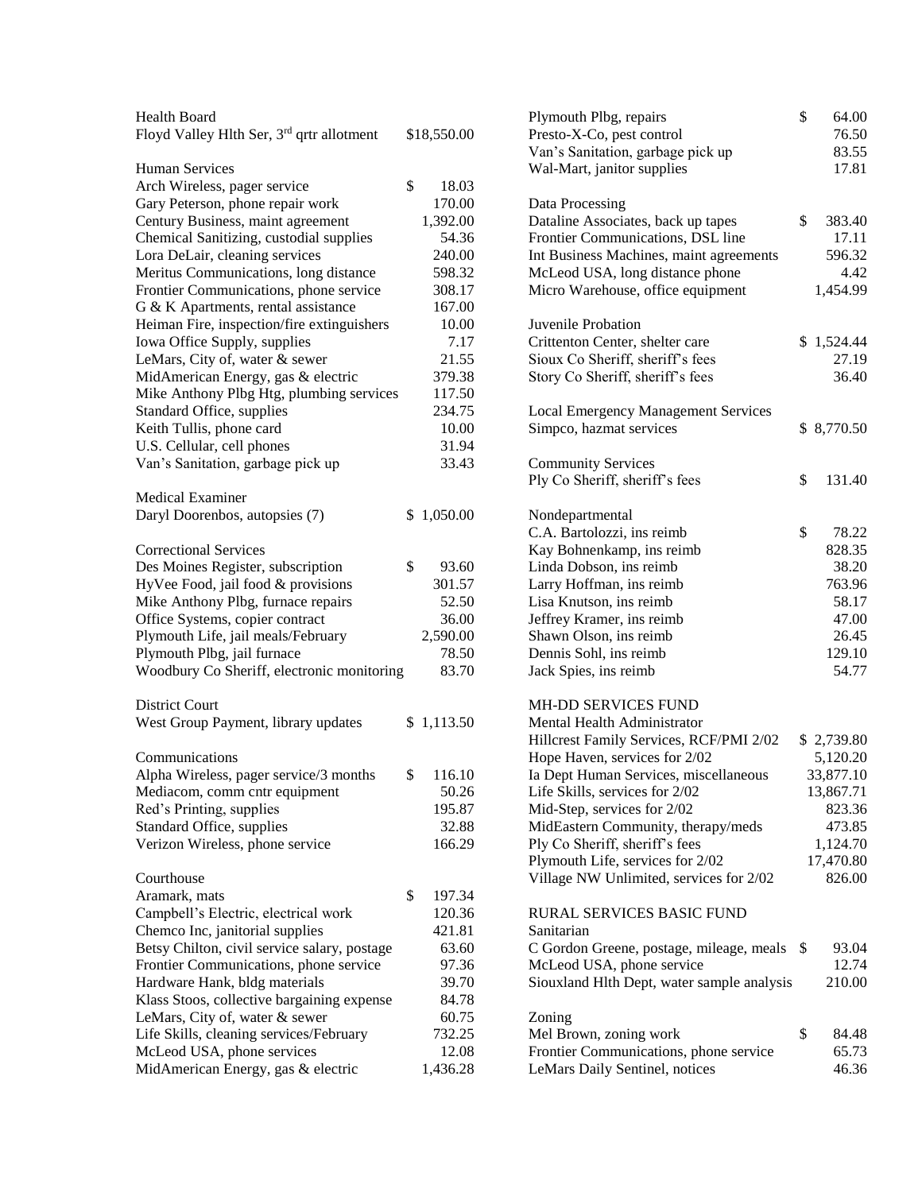Health Board

| | |
|---|---|
| Floyd Valley Hlth Ser, 3rd qrtr allotment | $18,550.00 |

Human Services

| | |
|---|---|
| Arch Wireless, pager service | $ 18.03 |
| Gary Peterson, phone repair work | 170.00 |
| Century Business, maint agreement | 1,392.00 |
| Chemical Sanitizing, custodial supplies | 54.36 |
| Lora DeLair, cleaning services | 240.00 |
| Meritus Communications, long distance | 598.32 |
| Frontier Communications, phone service | 308.17 |
| G & K Apartments, rental assistance | 167.00 |
| Heiman Fire, inspection/fire extinguishers | 10.00 |
| Iowa Office Supply, supplies | 7.17 |
| LeMars, City of, water & sewer | 21.55 |
| MidAmerican Energy, gas & electric | 379.38 |
| Mike Anthony Plbg Htg, plumbing services | 117.50 |
| Standard Office, supplies | 234.75 |
| Keith Tullis, phone card | 10.00 |
| U.S. Cellular, cell phones | 31.94 |
| Van's Sanitation, garbage pick up | 33.43 |

Medical Examiner

| | |
|---|---|
| Daryl Doorenbos, autopsies (7) | $ 1,050.00 |

Correctional Services

| | |
|---|---|
| Des Moines Register, subscription | $ 93.60 |
| HyVee Food, jail food & provisions | 301.57 |
| Mike Anthony Plbg, furnace repairs | 52.50 |
| Office Systems, copier contract | 36.00 |
| Plymouth Life, jail meals/February | 2,590.00 |
| Plymouth Plbg, jail furnace | 78.50 |
| Woodbury Co Sheriff, electronic monitoring | 83.70 |

District Court

| | |
|---|---|
| West Group Payment, library updates | $ 1,113.50 |

Communications

| | |
|---|---|
| Alpha Wireless, pager service/3 months | $ 116.10 |
| Mediacom, comm cntr equipment | 50.26 |
| Red's Printing, supplies | 195.87 |
| Standard Office, supplies | 32.88 |
| Verizon Wireless, phone service | 166.29 |

Courthouse

| | |
|---|---|
| Aramark, mats | $ 197.34 |
| Campbell's Electric, electrical work | 120.36 |
| Chemco Inc, janitorial supplies | 421.81 |
| Betsy Chilton, civil service salary, postage | 63.60 |
| Frontier Communications, phone service | 97.36 |
| Hardware Hank, bldg materials | 39.70 |
| Klass Stoos, collective bargaining expense | 84.78 |
| LeMars, City of, water & sewer | 60.75 |
| Life Skills, cleaning services/February | 732.25 |
| McLeod USA, phone services | 12.08 |
| MidAmerican Energy, gas & electric | 1,436.28 |
| Plymouth Plbg, repairs | $ 64.00 |
| Presto-X-Co, pest control | 76.50 |
| Van's Sanitation, garbage pick up | 83.55 |
| Wal-Mart, janitor supplies | 17.81 |

Data Processing

| | |
|---|---|
| Dataline Associates, back up tapes | $ 383.40 |
| Frontier Communications, DSL line | 17.11 |
| Int Business Machines, maint agreements | 596.32 |
| McLeod USA, long distance phone | 4.42 |
| Micro Warehouse, office equipment | 1,454.99 |

Juvenile Probation

| | |
|---|---|
| Crittenton Center, shelter care | $ 1,524.44 |
| Sioux Co Sheriff, sheriff's fees | 27.19 |
| Story Co Sheriff, sheriff's fees | 36.40 |

Local Emergency Management Services

| | |
|---|---|
| Simpco, hazmat services | $ 8,770.50 |

Community Services

| | |
|---|---|
| Ply Co Sheriff, sheriff's fees | $ 131.40 |

Nondepartmental

| | |
|---|---|
| C.A. Bartolozzi, ins reimb | $ 78.22 |
| Kay Bohnenkamp, ins reimb | 828.35 |
| Linda Dobson, ins reimb | 38.20 |
| Larry Hoffman, ins reimb | 763.96 |
| Lisa Knutson, ins reimb | 58.17 |
| Jeffrey Kramer, ins reimb | 47.00 |
| Shawn Olson, ins reimb | 26.45 |
| Dennis Sohl, ins reimb | 129.10 |
| Jack Spies, ins reimb | 54.77 |

MH-DD SERVICES FUND

Mental Health Administrator

| | |
|---|---|
| Hillcrest Family Services, RCF/PMI 2/02 | $ 2,739.80 |
| Hope Haven, services for 2/02 | 5,120.20 |
| Ia Dept Human Services, miscellaneous | 33,877.10 |
| Life Skills, services for 2/02 | 13,867.71 |
| Mid-Step, services for 2/02 | 823.36 |
| MidEastern Community, therapy/meds | 473.85 |
| Ply Co Sheriff, sheriff's fees | 1,124.70 |
| Plymouth Life, services for 2/02 | 17,470.80 |
| Village NW Unlimited, services for 2/02 | 826.00 |

RURAL SERVICES BASIC FUND

Sanitarian

| | |
|---|---|
| C Gordon Greene, postage, mileage, meals | $ 93.04 |
| McLeod USA, phone service | 12.74 |
| Siouxland Hlth Dept, water sample analysis | 210.00 |

Zoning

| | |
|---|---|
| Mel Brown, zoning work | $ 84.48 |
| Frontier Communications, phone service | 65.73 |
| LeMars Daily Sentinel, notices | 46.36 |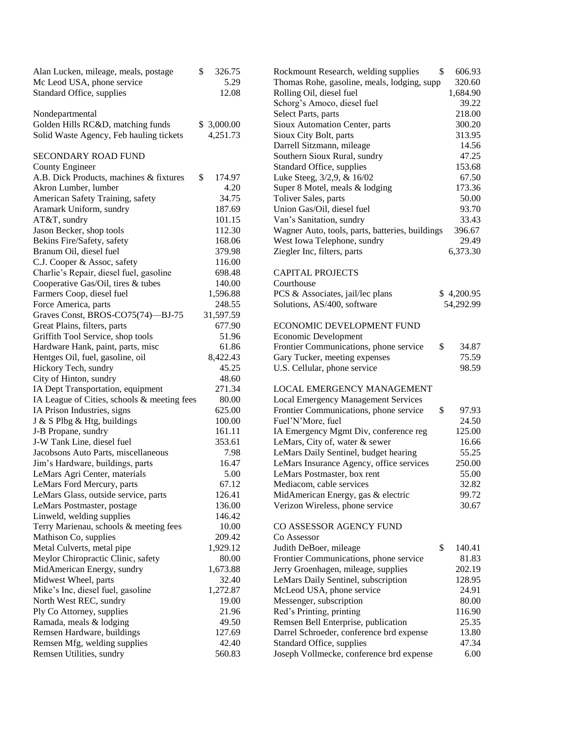| | |
|---|---|
| Alan Lucken, mileage, meals, postage | $ 326.75 |
| Mc Leod USA, phone service | 5.29 |
| Standard Office, supplies | 12.08 |

Nondepartmental

| | |
|---|---|
| Golden Hills RC&D, matching funds | $ 3,000.00 |
| Solid Waste Agency, Feb hauling tickets | 4,251.73 |

SECONDARY ROAD FUND

County Engineer

| | |
|---|---|
| A.B. Dick Products, machines & fixtures | $ 174.97 |
| Akron Lumber, lumber | 4.20 |
| American Safety Training, safety | 34.75 |
| Aramark Uniform, sundry | 187.69 |
| AT&T, sundry | 101.15 |
| Jason Becker, shop tools | 112.30 |
| Bekins Fire/Safety, safety | 168.06 |
| Branum Oil, diesel fuel | 379.98 |
| C.J. Cooper & Assoc, safety | 116.00 |
| Charlie's Repair, diesel fuel, gasoline | 698.48 |
| Cooperative Gas/Oil, tires & tubes | 140.00 |
| Farmers Coop, diesel fuel | 1,596.88 |
| Force America, parts | 248.55 |
| Graves Const, BROS-CO75(74)—BJ-75 | 31,597.59 |
| Great Plains, filters, parts | 677.90 |
| Griffith Tool Service, shop tools | 51.96 |
| Hardware Hank, paint, parts, misc | 61.86 |
| Hentges Oil, fuel, gasoline, oil | 8,422.43 |
| Hickory Tech, sundry | 45.25 |
| City of Hinton, sundry | 48.60 |
| IA Dept Transportation, equipment | 271.34 |
| IA League of Cities, schools & meeting fees | 80.00 |
| IA Prison Industries, signs | 625.00 |
| J & S Plbg & Htg, buildings | 100.00 |
| J-B Propane, sundry | 161.11 |
| J-W Tank Line, diesel fuel | 353.61 |
| Jacobsons Auto Parts, miscellaneous | 7.98 |
| Jim's Hardware, buildings, parts | 16.47 |
| LeMars Agri Center, materials | 5.00 |
| LeMars Ford Mercury, parts | 67.12 |
| LeMars Glass, outside service, parts | 126.41 |
| LeMars Postmaster, postage | 136.00 |
| Linweld, welding supplies | 146.42 |
| Terry Marienau, schools & meeting fees | 10.00 |
| Mathison Co, supplies | 209.42 |
| Metal Culverts, metal pipe | 1,929.12 |
| Meylor Chiropractic Clinic, safety | 80.00 |
| MidAmerican Energy, sundry | 1,673.88 |
| Midwest Wheel, parts | 32.40 |
| Mike's Inc, diesel fuel, gasoline | 1,272.87 |
| North West REC, sundry | 19.00 |
| Ply Co Attorney, supplies | 21.96 |
| Ramada, meals & lodging | 49.50 |
| Remsen Hardware, buildings | 127.69 |
| Remsen Mfg, welding supplies | 42.40 |
| Remsen Utilities, sundry | 560.83 |
| Rockmount Research, welding supplies | $ 606.93 |
| Thomas Rohe, gasoline, meals, lodging, supp | 320.60 |
| Rolling Oil, diesel fuel | 1,684.90 |
| Schorg's Amoco, diesel fuel | 39.22 |
| Select Parts, parts | 218.00 |
| Sioux Automation Center, parts | 300.20 |
| Sioux City Bolt, parts | 313.95 |
| Darrell Sitzmann, mileage | 14.56 |
| Southern Sioux Rural, sundry | 47.25 |
| Standard Office, supplies | 153.68 |
| Luke Steeg, 3/2,9, & 16/02 | 67.50 |
| Super 8 Motel, meals & lodging | 173.36 |
| Toliver Sales, parts | 50.00 |
| Union Gas/Oil, diesel fuel | 93.70 |
| Van's Sanitation, sundry | 33.43 |
| Wagner Auto, tools, parts, batteries, buildings | 396.67 |
| West Iowa Telephone, sundry | 29.49 |
| Ziegler Inc, filters, parts | 6,373.30 |

CAPITAL PROJECTS

Courthouse

| | |
|---|---|
| PCS & Associates, jail/lec plans | $ 4,200.95 |
| Solutions, AS/400, software | 54,292.99 |

ECONOMIC DEVELOPMENT FUND

Economic Development

| | |
|---|---|
| Frontier Communications, phone service | $ 34.87 |
| Gary Tucker, meeting expenses | 75.59 |
| U.S. Cellular, phone service | 98.59 |

LOCAL EMERGENCY MANAGEMENT

Local Emergency Management Services

| | |
|---|---|
| Frontier Communications, phone service | $ 97.93 |
| Fuel'N'More, fuel | 24.50 |
| IA Emergency Mgmt Div, conference reg | 125.00 |
| LeMars, City of, water & sewer | 16.66 |
| LeMars Daily Sentinel, budget hearing | 55.25 |
| LeMars Insurance Agency, office services | 250.00 |
| LeMars Postmaster, box rent | 55.00 |
| Mediacom, cable services | 32.82 |
| MidAmerican Energy, gas & electric | 99.72 |
| Verizon Wireless, phone service | 30.67 |

CO ASSESSOR AGENCY FUND

Co Assessor

| | |
|---|---|
| Judith DeBoer, mileage | $ 140.41 |
| Frontier Communications, phone service | 81.83 |
| Jerry Groenhagen, mileage, supplies | 202.19 |
| LeMars Daily Sentinel, subscription | 128.95 |
| McLeod USA, phone service | 24.91 |
| Messenger, subscription | 80.00 |
| Red's Printing, printing | 116.90 |
| Remsen Bell Enterprise, publication | 25.35 |
| Darrel Schroeder, conference brd expense | 13.80 |
| Standard Office, supplies | 47.34 |
| Joseph Vollmecke, conference brd expense | 6.00 |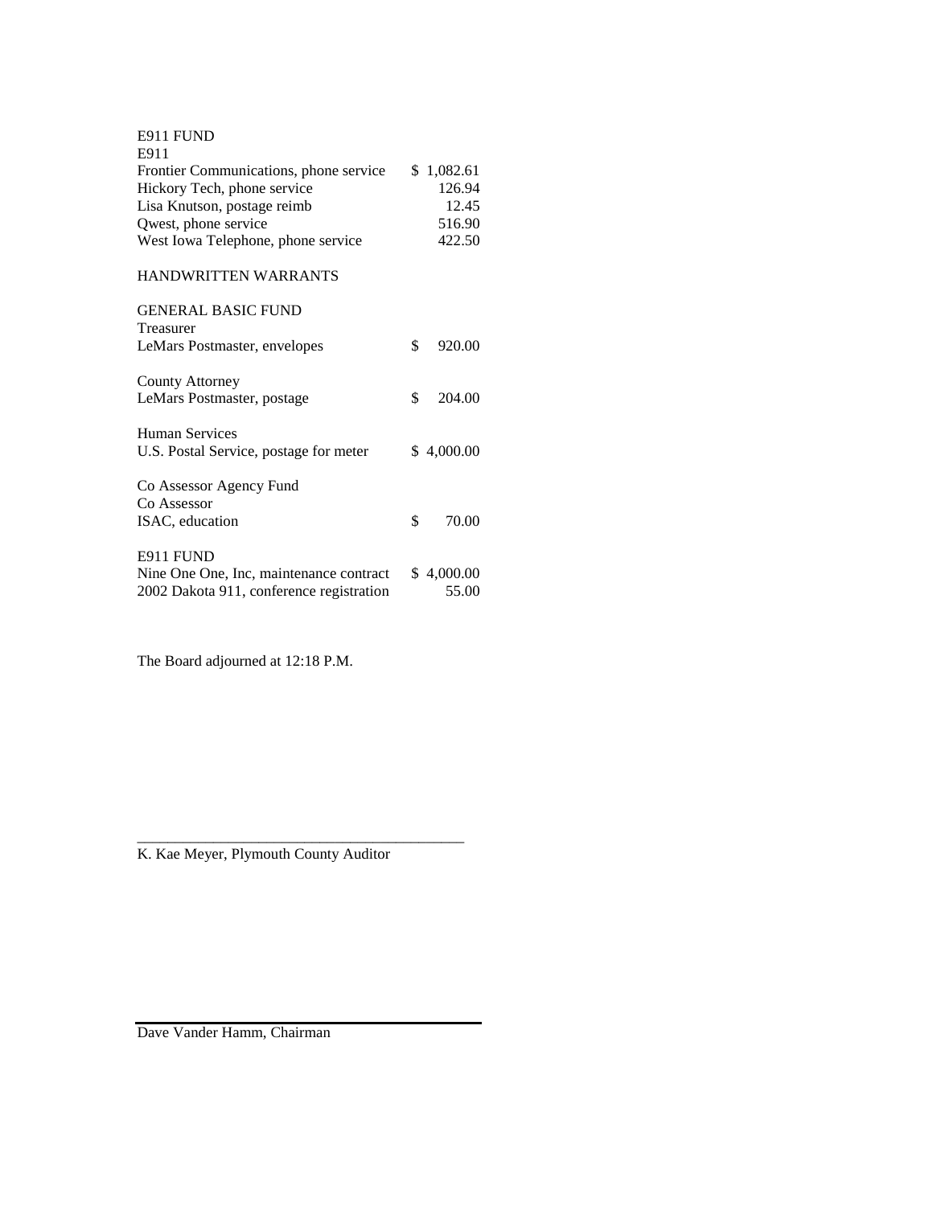E911 FUND
E911

| | |
|---|---|
| Frontier Communications, phone service | $ 1,082.61 |
| Hickory Tech, phone service | 126.94 |
| Lisa Knutson, postage reimb | 12.45 |
| Qwest, phone service | 516.90 |
| West Iowa Telephone, phone service | 422.50 |

HANDWRITTEN WARRANTS

GENERAL BASIC FUND
Treasurer

| | |
|---|---|
| LeMars Postmaster, envelopes | $ 920.00 |

County Attorney

| | |
|---|---|
| LeMars Postmaster, postage | $ 204.00 |

Human Services

| | |
|---|---|
| U.S. Postal Service, postage for meter | $ 4,000.00 |

Co Assessor Agency Fund
Co Assessor

| | |
|---|---|
| ISAC, education | $ 70.00 |

E911 FUND

| | |
|---|---|
| Nine One One, Inc, maintenance contract | $ 4,000.00 |
| 2002 Dakota 911, conference registration | 55.00 |

The Board adjourned at 12:18 P.M.

\_\_\_\_\_\_\_\_\_\_\_\_\_\_\_\_\_\_\_\_\_\_\_\_\_\_\_\_\_\_\_\_\_\_\_\_\_\_\_\_\_\_\_\_

K. Kae Meyer, Plymouth County Auditor

\_\_\_\_\_\_\_\_\_\_\_\_\_\_\_\_\_\_\_\_\_\_\_\_\_\_\_\_\_\_\_\_\_\_\_\_\_\_\_\_\_\_\_\_

Dave Vander Hamm, Chairman